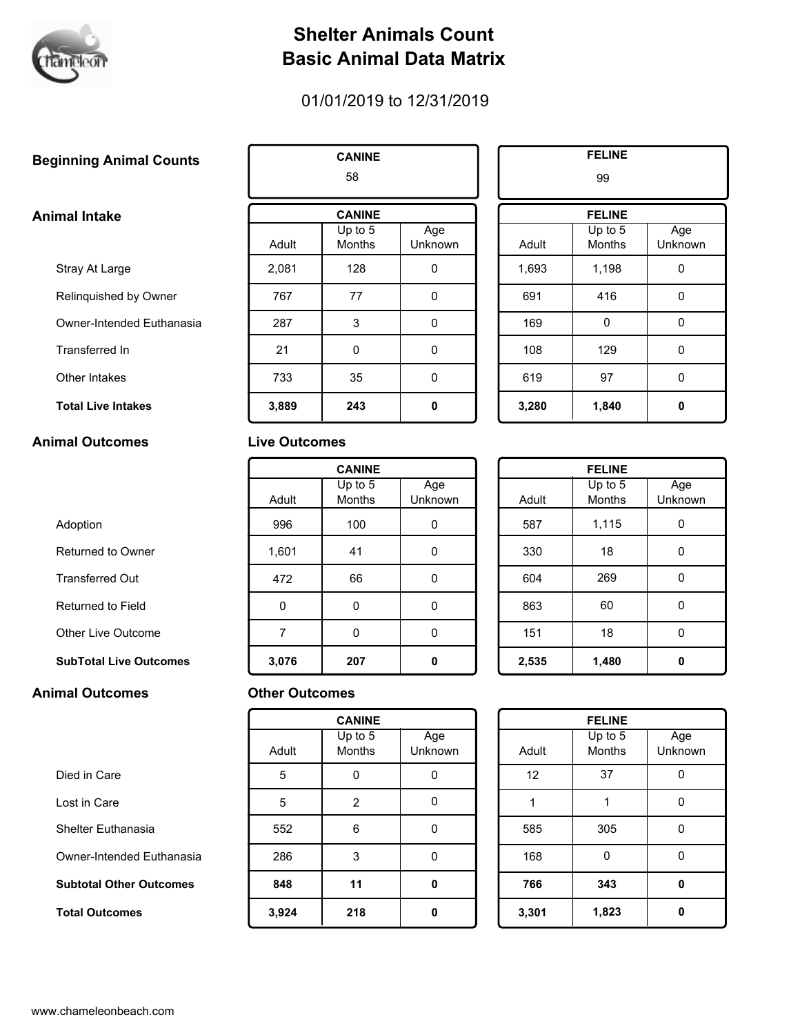# Shelter Animals Count
# Basic Animal Data Matrix

01/01/2019 to 12/31/2019

## Beginning Animal Counts

| CANINE | FELINE |
|---|---|
| 58 | 99 |

## Animal Intake

| | CANINE | | | FELINE | | |
|---|---|---|---|---|---|---|
| | Adult | Up to 5 Months | Age Unknown | Adult | Up to 5 Months | Age Unknown |
| Stray At Large | 2,081 | 128 | 0 | 1,693 | 1,198 | 0 |
| Relinquished by Owner | 767 | 77 | 0 | 691 | 416 | 0 |
| Owner-Intended Euthanasia | 287 | 3 | 0 | 169 | 0 | 0 |
| Transferred In | 21 | 0 | 0 | 108 | 129 | 0 |
| Other Intakes | 733 | 35 | 0 | 619 | 97 | 0 |
| **Total Live Intakes** | **3,889** | **243** | **0** | **3,280** | **1,840** | **0** |

## Animal Outcomes

### Live Outcomes

| | CANINE | | | FELINE | | |
|---|---|---|---|---|---|---|
| | Adult | Up to 5 Months | Age Unknown | Adult | Up to 5 Months | Age Unknown |
| Adoption | 996 | 100 | 0 | 587 | 1,115 | 0 |
| Returned to Owner | 1,601 | 41 | 0 | 330 | 18 | 0 |
| Transferred Out | 472 | 66 | 0 | 604 | 269 | 0 |
| Returned to Field | 0 | 0 | 0 | 863 | 60 | 0 |
| Other Live Outcome | 7 | 0 | 0 | 151 | 18 | 0 |
| **SubTotal Live Outcomes** | **3,076** | **207** | **0** | **2,535** | **1,480** | **0** |

## Animal Outcomes

### Other Outcomes

| | CANINE | | | FELINE | | |
|---|---|---|---|---|---|---|
| | Adult | Up to 5 Months | Age Unknown | Adult | Up to 5 Months | Age Unknown |
| Died in Care | 5 | 0 | 0 | 12 | 37 | 0 |
| Lost in Care | 5 | 2 | 0 | 1 | 1 | 0 |
| Shelter Euthanasia | 552 | 6 | 0 | 585 | 305 | 0 |
| Owner-Intended Euthanasia | 286 | 3 | 0 | 168 | 0 | 0 |
| **Subtotal Other Outcomes** | **848** | **11** | **0** | **766** | **343** | **0** |
| **Total Outcomes** | **3,924** | **218** | **0** | **3,301** | **1,823** | **0** |

www.chameleonbeach.com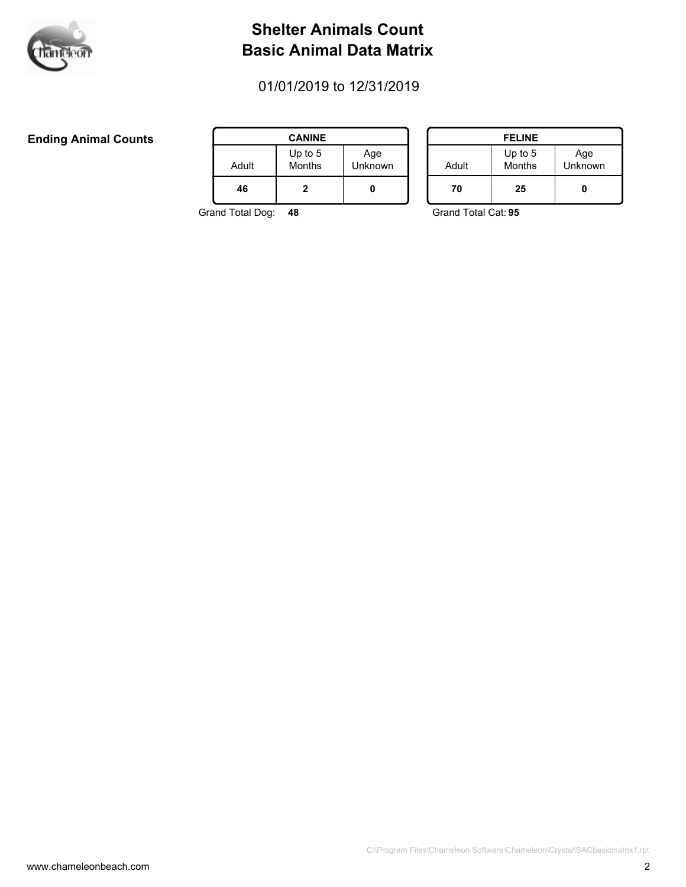# Shelter Animals Count
# Basic Animal Data Matrix

01/01/2019 to 12/31/2019

**Ending Animal Counts**

| CANINE | | | FELINE | | |
|---|---|---|---|---|---|
| Adult | Up to 5 Months | Age Unknown | Adult | Up to 5 Months | Age Unknown |
| **46** | **2** | **0** | **70** | **25** | **0** |

Grand Total Dog: **48**

Grand Total Cat: **95**

C:\Program Files\Chameleon Software\Chameleon\Crystal\SACbasicmatrix1.rpt

www.chameleonbeach.com